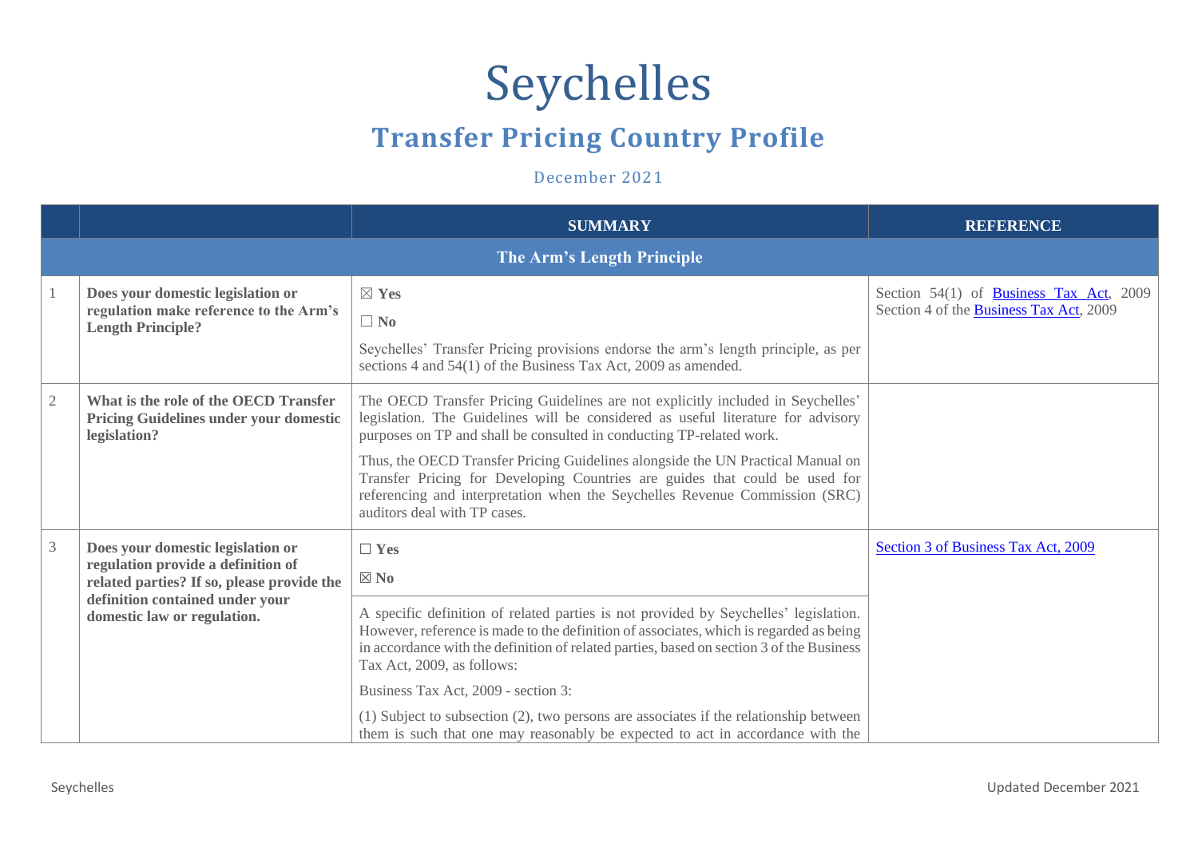# Seychelles

## Transfer Pricing Country Profile

December 2021

| | | SUMMARY | REFERENCE |
|---|---|---|---|
| **The Arm's Length Principle** | | | |
| 1 | **Does your domestic legislation or regulation make reference to the Arm's Length Principle?** | ☒ **Yes**<br><br>☐ **No**<br><br>Seychelles' Transfer Pricing provisions endorse the arm's length principle, as per sections 4 and 54(1) of the Business Tax Act, 2009 as amended. | Section 54(1) of Business Tax Act, 2009<br>Section 4 of the Business Tax Act, 2009 |
| 2 | **What is the role of the OECD Transfer Pricing Guidelines under your domestic legislation?** | The OECD Transfer Pricing Guidelines are not explicitly included in Seychelles' legislation. The Guidelines will be considered as useful literature for advisory purposes on TP and shall be consulted in conducting TP-related work.<br><br>Thus, the OECD Transfer Pricing Guidelines alongside the UN Practical Manual on Transfer Pricing for Developing Countries are guides that could be used for referencing and interpretation when the Seychelles Revenue Commission (SRC) auditors deal with TP cases. | |
| 3 | **Does your domestic legislation or regulation provide a definition of related parties? If so, please provide the definition contained under your domestic law or regulation.** | ☐ **Yes**<br><br>☒ **No**<br><br>A specific definition of related parties is not provided by Seychelles' legislation. However, reference is made to the definition of associates, which is regarded as being in accordance with the definition of related parties, based on section 3 of the Business Tax Act, 2009, as follows:<br><br>Business Tax Act, 2009 - section 3:<br><br>(1) Subject to subsection (2), two persons are associates if the relationship between them is such that one may reasonably be expected to act in accordance with the | Section 3 of Business Tax Act, 2009 |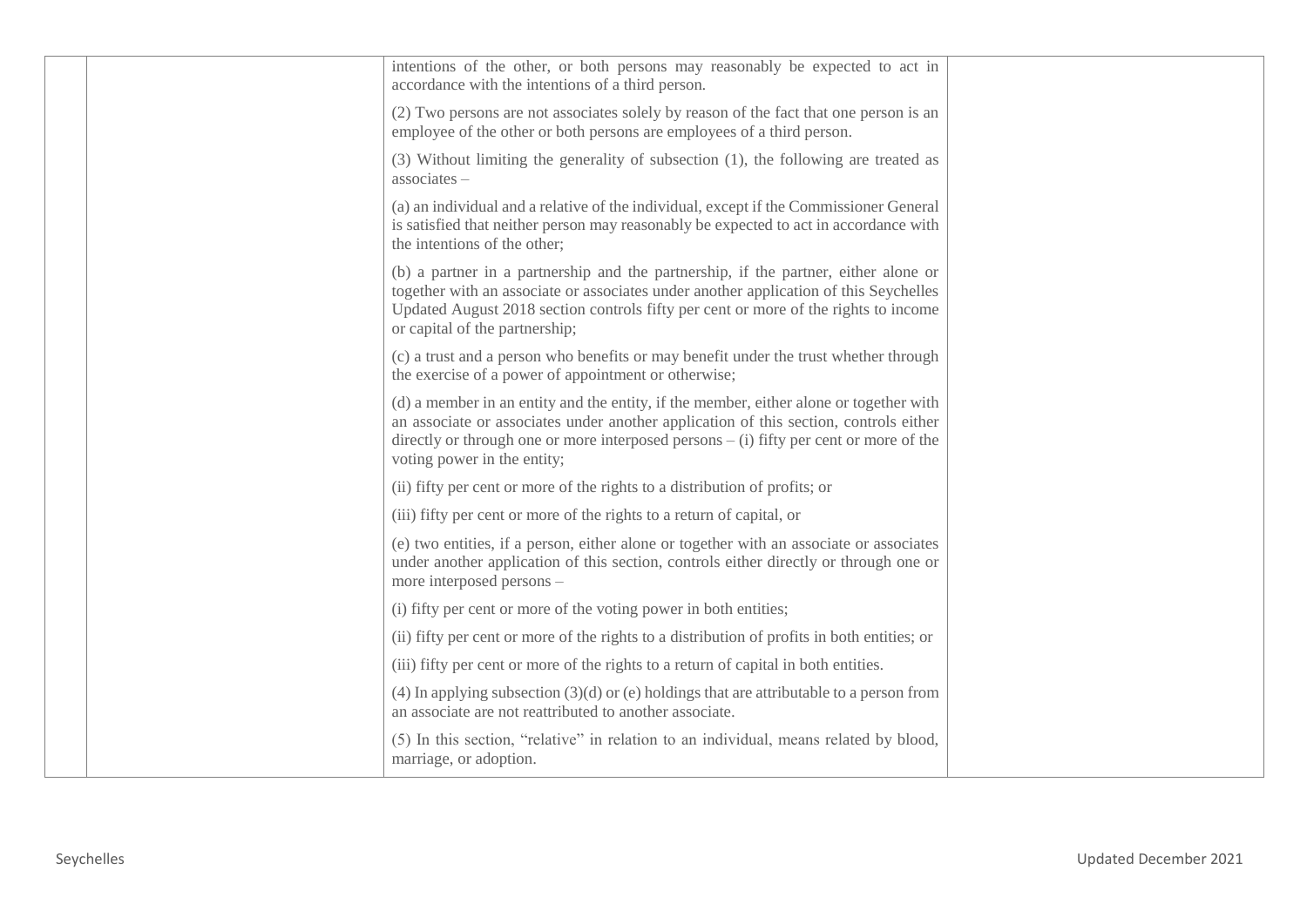| | | intentions of the other, or both persons may reasonably be expected to act in accordance with the intentions of a third person.<br><br>(2) Two persons are not associates solely by reason of the fact that one person is an employee of the other or both persons are employees of a third person.<br><br>(3) Without limiting the generality of subsection (1), the following are treated as associates –<br><br>(a) an individual and a relative of the individual, except if the Commissioner General is satisfied that neither person may reasonably be expected to act in accordance with the intentions of the other;<br><br>(b) a partner in a partnership and the partnership, if the partner, either alone or together with an associate or associates under another application of this Seychelles Updated August 2018 section controls fifty per cent or more of the rights to income or capital of the partnership;<br><br>(c) a trust and a person who benefits or may benefit under the trust whether through the exercise of a power of appointment or otherwise;<br><br>(d) a member in an entity and the entity, if the member, either alone or together with an associate or associates under another application of this section, controls either directly or through one or more interposed persons – (i) fifty per cent or more of the voting power in the entity;<br><br>(ii) fifty per cent or more of the rights to a distribution of profits; or<br><br>(iii) fifty per cent or more of the rights to a return of capital, or<br><br>(e) two entities, if a person, either alone or together with an associate or associates under another application of this section, controls either directly or through one or more interposed persons –<br><br>(i) fifty per cent or more of the voting power in both entities;<br><br>(ii) fifty per cent or more of the rights to a distribution of profits in both entities; or<br><br>(iii) fifty per cent or more of the rights to a return of capital in both entities.<br><br>(4) In applying subsection (3)(d) or (e) holdings that are attributable to a person from an associate are not reattributed to another associate.<br><br>(5) In this section, "relative" in relation to an individual, means related by blood, marriage, or adoption. | |
|---|---|---|---|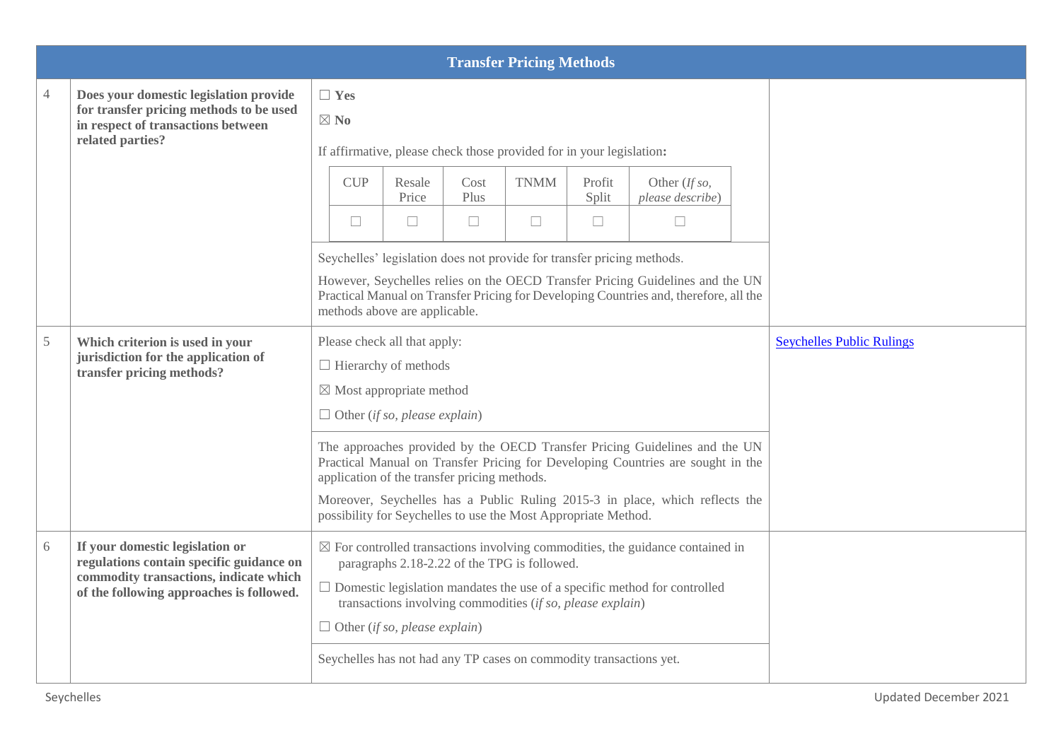| Transfer Pricing Methods | | | |
|---|---|---|---|
| 4 | **Does your domestic legislation provide for transfer pricing methods to be used in respect of transactions between related parties?** | ☐ **Yes**<br>☒ **No**<br>If affirmative, please check those provided for in your legislation**:**<br>CUP ☐ / Resale Price ☐ / Cost Plus ☐ / TNMM ☐ / Profit Split ☐ / Other (*If so, please describe*) ☐<br><br>Seychelles' legislation does not provide for transfer pricing methods.<br>However, Seychelles relies on the OECD Transfer Pricing Guidelines and the UN Practical Manual on Transfer Pricing for Developing Countries and, therefore, all the methods above are applicable. | |
| 5 | **Which criterion is used in your jurisdiction for the application of transfer pricing methods?** | Please check all that apply:<br>☐ Hierarchy of methods<br>☒ Most appropriate method<br>☐ Other (*if so, please explain*)<br><br>The approaches provided by the OECD Transfer Pricing Guidelines and the UN Practical Manual on Transfer Pricing for Developing Countries are sought in the application of the transfer pricing methods.<br>Moreover, Seychelles has a Public Ruling 2015-3 in place, which reflects the possibility for Seychelles to use the Most Appropriate Method. | Seychelles Public Rulings |
| 6 | **If your domestic legislation or regulations contain specific guidance on commodity transactions, indicate which of the following approaches is followed.** | ☒ For controlled transactions involving commodities, the guidance contained in paragraphs 2.18-2.22 of the TPG is followed.<br>☐ Domestic legislation mandates the use of a specific method for controlled transactions involving commodities (*if so, please explain*)<br>☐ Other (*if so, please explain*)<br><br>Seychelles has not had any TP cases on commodity transactions yet. | |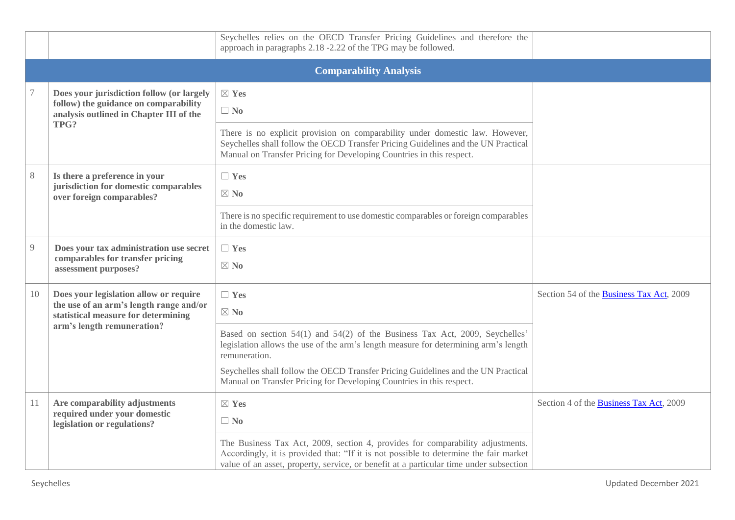| | | | |
|---|---|---|---|
| | | Seychelles relies on the OECD Transfer Pricing Guidelines and therefore the approach in paragraphs 2.18 -2.22 of the TPG may be followed. | |
| **Comparability Analysis** | | | |
| 7 | **Does your jurisdiction follow (or largely follow) the guidance on comparability analysis outlined in Chapter III of the TPG?** | ☒ **Yes**<br>☐ **No**<br><br>There is no explicit provision on comparability under domestic law. However, Seychelles shall follow the OECD Transfer Pricing Guidelines and the UN Practical Manual on Transfer Pricing for Developing Countries in this respect. | |
| 8 | **Is there a preference in your jurisdiction for domestic comparables over foreign comparables?** | ☐ **Yes**<br>☒ **No**<br><br>There is no specific requirement to use domestic comparables or foreign comparables in the domestic law. | |
| 9 | **Does your tax administration use secret comparables for transfer pricing assessment purposes?** | ☐ **Yes**<br>☒ **No** | |
| 10 | **Does your legislation allow or require the use of an arm's length range and/or statistical measure for determining arm's length remuneration?** | ☐ **Yes**<br>☒ **No**<br><br>Based on section 54(1) and 54(2) of the Business Tax Act, 2009, Seychelles' legislation allows the use of the arm's length measure for determining arm's length remuneration.<br><br>Seychelles shall follow the OECD Transfer Pricing Guidelines and the UN Practical Manual on Transfer Pricing for Developing Countries in this respect. | Section 54 of the Business Tax Act, 2009 |
| 11 | **Are comparability adjustments required under your domestic legislation or regulations?** | ☒ **Yes**<br>☐ **No**<br><br>The Business Tax Act, 2009, section 4, provides for comparability adjustments. Accordingly, it is provided that: "If it is not possible to determine the fair market value of an asset, property, service, or benefit at a particular time under subsection | Section 4 of the Business Tax Act, 2009 |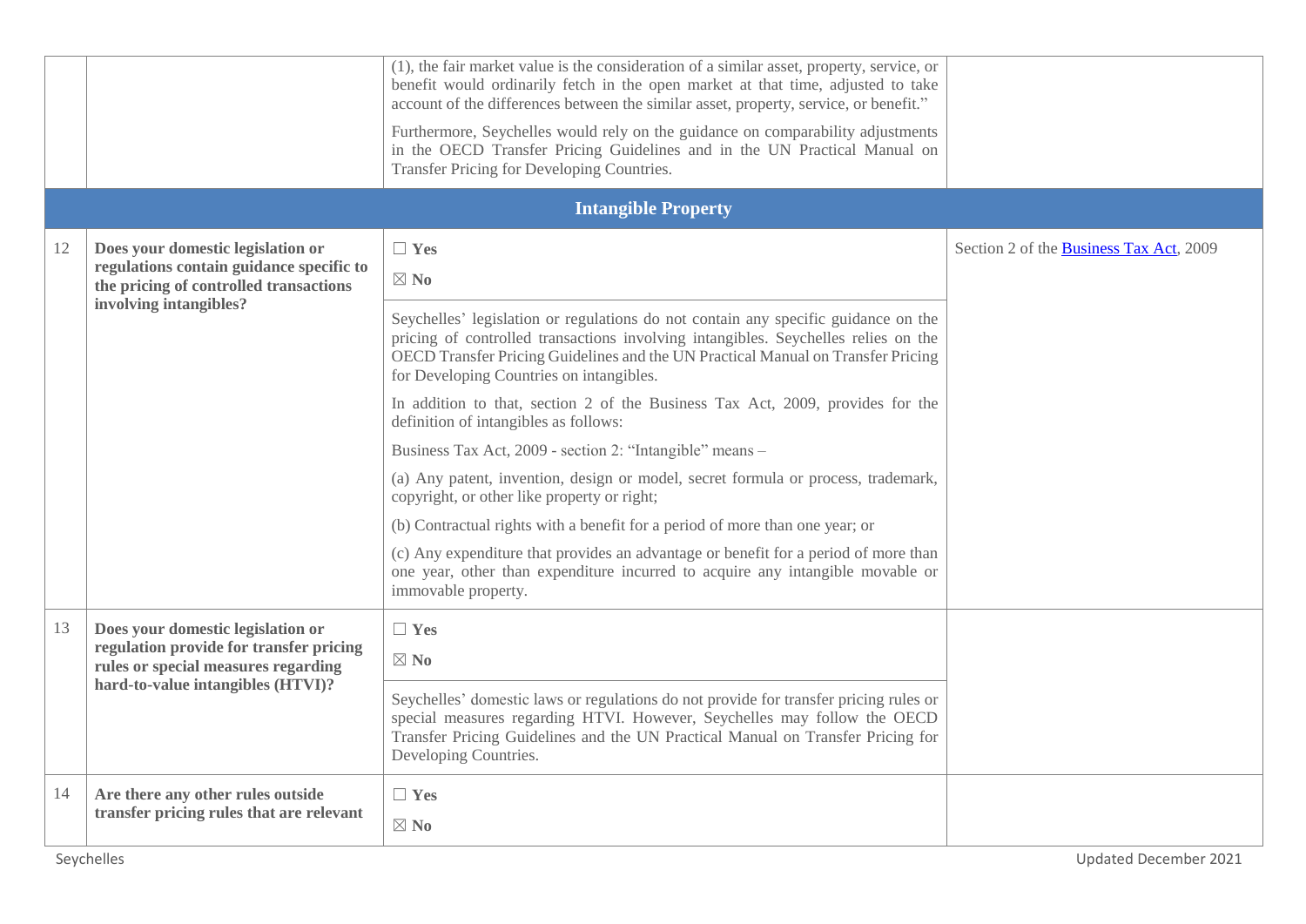| | | | |
|---|---|---|---|
| | | (1), the fair market value is the consideration of a similar asset, property, service, or benefit would ordinarily fetch in the open market at that time, adjusted to take account of the differences between the similar asset, property, service, or benefit."<br><br>Furthermore, Seychelles would rely on the guidance on comparability adjustments in the OECD Transfer Pricing Guidelines and in the UN Practical Manual on Transfer Pricing for Developing Countries. | |
| **Intangible Property** | | | |
| 12 | **Does your domestic legislation or regulations contain guidance specific to the pricing of controlled transactions involving intangibles?** | ☐ **Yes**<br><br>☒ **No**<br><br>Seychelles' legislation or regulations do not contain any specific guidance on the pricing of controlled transactions involving intangibles. Seychelles relies on the OECD Transfer Pricing Guidelines and the UN Practical Manual on Transfer Pricing for Developing Countries on intangibles.<br><br>In addition to that, section 2 of the Business Tax Act, 2009, provides for the definition of intangibles as follows:<br><br>Business Tax Act, 2009 - section 2: "Intangible" means –<br><br>(a) Any patent, invention, design or model, secret formula or process, trademark, copyright, or other like property or right;<br><br>(b) Contractual rights with a benefit for a period of more than one year; or<br><br>(c) Any expenditure that provides an advantage or benefit for a period of more than one year, other than expenditure incurred to acquire any intangible movable or immovable property. | Section 2 of the Business Tax Act, 2009 |
| 13 | **Does your domestic legislation or regulation provide for transfer pricing rules or special measures regarding hard-to-value intangibles (HTVI)?** | ☐ **Yes**<br><br>☒ **No**<br><br>Seychelles' domestic laws or regulations do not provide for transfer pricing rules or special measures regarding HTVI. However, Seychelles may follow the OECD Transfer Pricing Guidelines and the UN Practical Manual on Transfer Pricing for Developing Countries. | |
| 14 | **Are there any other rules outside transfer pricing rules that are relevant** | ☐ **Yes**<br><br>☒ **No** | |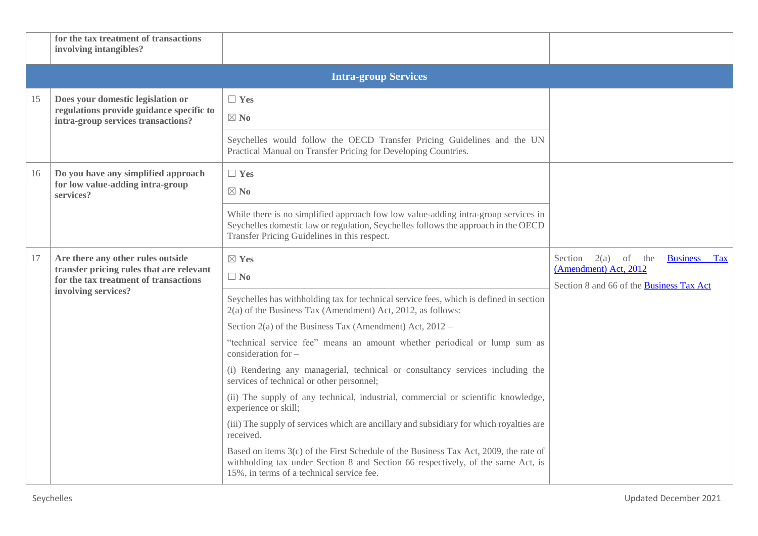| | | | |
|---|---|---|---|
| | **for the tax treatment of transactions involving intangibles?** | | |
| **Intra-group Services** | | | |
| 15 | **Does your domestic legislation or regulations provide guidance specific to intra-group services transactions?** | ☐ **Yes**<br>☒ **No**<br><br>Seychelles would follow the OECD Transfer Pricing Guidelines and the UN Practical Manual on Transfer Pricing for Developing Countries. | |
| 16 | **Do you have any simplified approach for low value-adding intra-group services?** | ☐ **Yes**<br>☒ **No**<br><br>While there is no simplified approach fow low value-adding intra-group services in Seychelles domestic law or regulation, Seychelles follows the approach in the OECD Transfer Pricing Guidelines in this respect. | |
| 17 | **Are there any other rules outside transfer pricing rules that are relevant for the tax treatment of transactions involving services?** | ☒ **Yes**<br>☐ **No**<br><br>Seychelles has withholding tax for technical service fees, which is defined in section 2(a) of the Business Tax (Amendment) Act, 2012, as follows:<br><br>Section 2(a) of the Business Tax (Amendment) Act, 2012 –<br><br>"technical service fee" means an amount whether periodical or lump sum as consideration for –<br><br>(i) Rendering any managerial, technical or consultancy services including the services of technical or other personnel;<br><br>(ii) The supply of any technical, industrial, commercial or scientific knowledge, experience or skill;<br><br>(iii) The supply of services which are ancillary and subsidiary for which royalties are received.<br><br>Based on items 3(c) of the First Schedule of the Business Tax Act, 2009, the rate of withholding tax under Section 8 and Section 66 respectively, of the same Act, is 15%, in terms of a technical service fee. | Section 2(a) of the Business Tax (Amendment) Act, 2012<br><br>Section 8 and 66 of the Business Tax Act |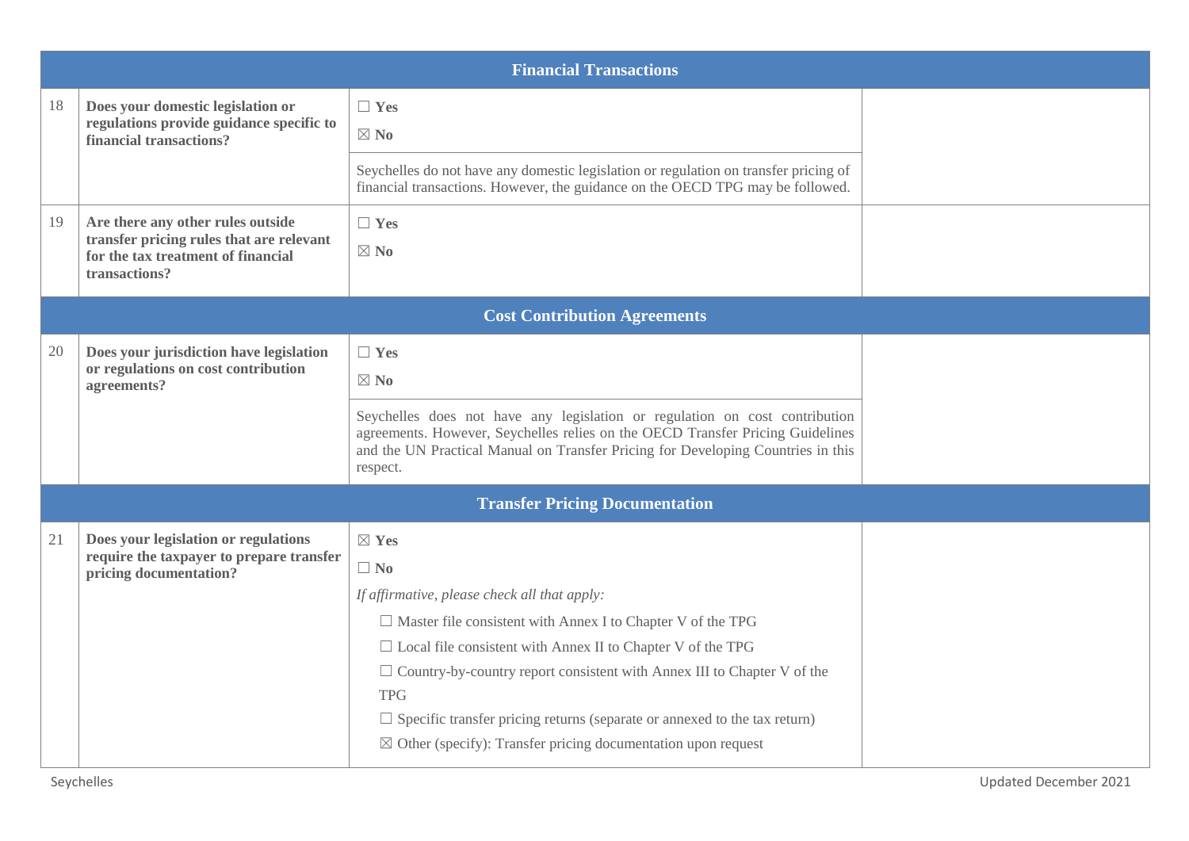| | | | |
|---|---|---|---|
| **Financial Transactions** | | | |
| 18 | **Does your domestic legislation or regulations provide guidance specific to financial transactions?** | ☐ **Yes**<br>☒ **No**<br><br>Seychelles do not have any domestic legislation or regulation on transfer pricing of financial transactions. However, the guidance on the OECD TPG may be followed. | |
| 19 | **Are there any other rules outside transfer pricing rules that are relevant for the tax treatment of financial transactions?** | ☐ **Yes**<br>☒ **No** | |
| **Cost Contribution Agreements** | | | |
| 20 | **Does your jurisdiction have legislation or regulations on cost contribution agreements?** | ☐ **Yes**<br>☒ **No**<br><br>Seychelles does not have any legislation or regulation on cost contribution agreements. However, Seychelles relies on the OECD Transfer Pricing Guidelines and the UN Practical Manual on Transfer Pricing for Developing Countries in this respect. | |
| **Transfer Pricing Documentation** | | | |
| 21 | **Does your legislation or regulations require the taxpayer to prepare transfer pricing documentation?** | ☒ **Yes**<br>☐ **No**<br>*If affirmative, please check all that apply:*<br>☐ Master file consistent with Annex I to Chapter V of the TPG<br>☐ Local file consistent with Annex II to Chapter V of the TPG<br>☐ Country-by-country report consistent with Annex III to Chapter V of the TPG<br>☐ Specific transfer pricing returns (separate or annexed to the tax return)<br>☒ Other (specify): Transfer pricing documentation upon request | |

Seychelles Updated December 2021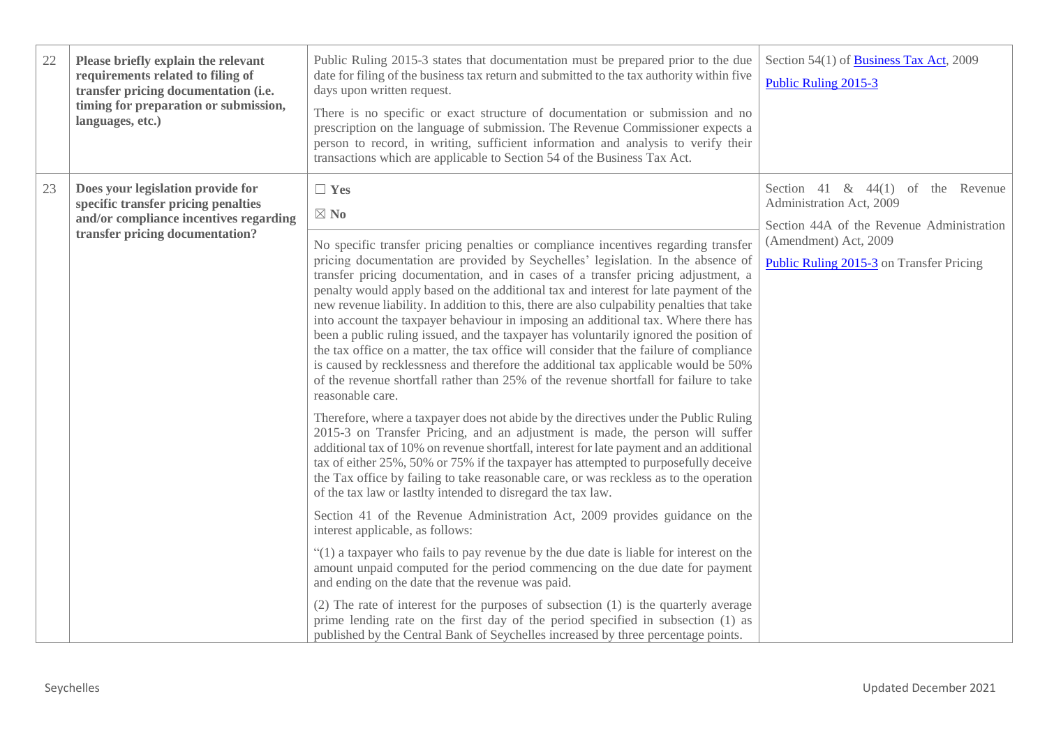| | | | |
|---|---|---|---|
| 22 | **Please briefly explain the relevant requirements related to filing of transfer pricing documentation (i.e. timing for preparation or submission, languages, etc.)** | Public Ruling 2015-3 states that documentation must be prepared prior to the due date for filing of the business tax return and submitted to the tax authority within five days upon written request.<br><br>There is no specific or exact structure of documentation or submission and no prescription on the language of submission. The Revenue Commissioner expects a person to record, in writing, sufficient information and analysis to verify their transactions which are applicable to Section 54 of the Business Tax Act. | Section 54(1) of Business Tax Act, 2009<br><br>Public Ruling 2015-3 |
| 23 | **Does your legislation provide for specific transfer pricing penalties and/or compliance incentives regarding transfer pricing documentation?** | ☐ **Yes**<br><br>☒ **No**<br><br>No specific transfer pricing penalties or compliance incentives regarding transfer pricing documentation are provided by Seychelles' legislation. In the absence of transfer pricing documentation, and in cases of a transfer pricing adjustment, a penalty would apply based on the additional tax and interest for late payment of the new revenue liability. In addition to this, there are also culpability penalties that take into account the taxpayer behaviour in imposing an additional tax. Where there has been a public ruling issued, and the taxpayer has voluntarily ignored the position of the tax office on a matter, the tax office will consider that the failure of compliance is caused by recklessness and therefore the additional tax applicable would be 50% of the revenue shortfall rather than 25% of the revenue shortfall for failure to take reasonable care.<br><br>Therefore, where a taxpayer does not abide by the directives under the Public Ruling 2015-3 on Transfer Pricing, and an adjustment is made, the person will suffer additional tax of 10% on revenue shortfall, interest for late payment and an additional tax of either 25%, 50% or 75% if the taxpayer has attempted to purposefully deceive the Tax office by failing to take reasonable care, or was reckless as to the operation of the tax law or lastlty intended to disregard the tax law.<br><br>Section 41 of the Revenue Administration Act, 2009 provides guidance on the interest applicable, as follows:<br><br>"(1) a taxpayer who fails to pay revenue by the due date is liable for interest on the amount unpaid computed for the period commencing on the due date for payment and ending on the date that the revenue was paid.<br><br>(2) The rate of interest for the purposes of subsection (1) is the quarterly average prime lending rate on the first day of the period specified in subsection (1) as published by the Central Bank of Seychelles increased by three percentage points. | Section 41 & 44(1) of the Revenue Administration Act, 2009<br><br>Section 44A of the Revenue Administration (Amendment) Act, 2009<br><br>Public Ruling 2015-3 on Transfer Pricing |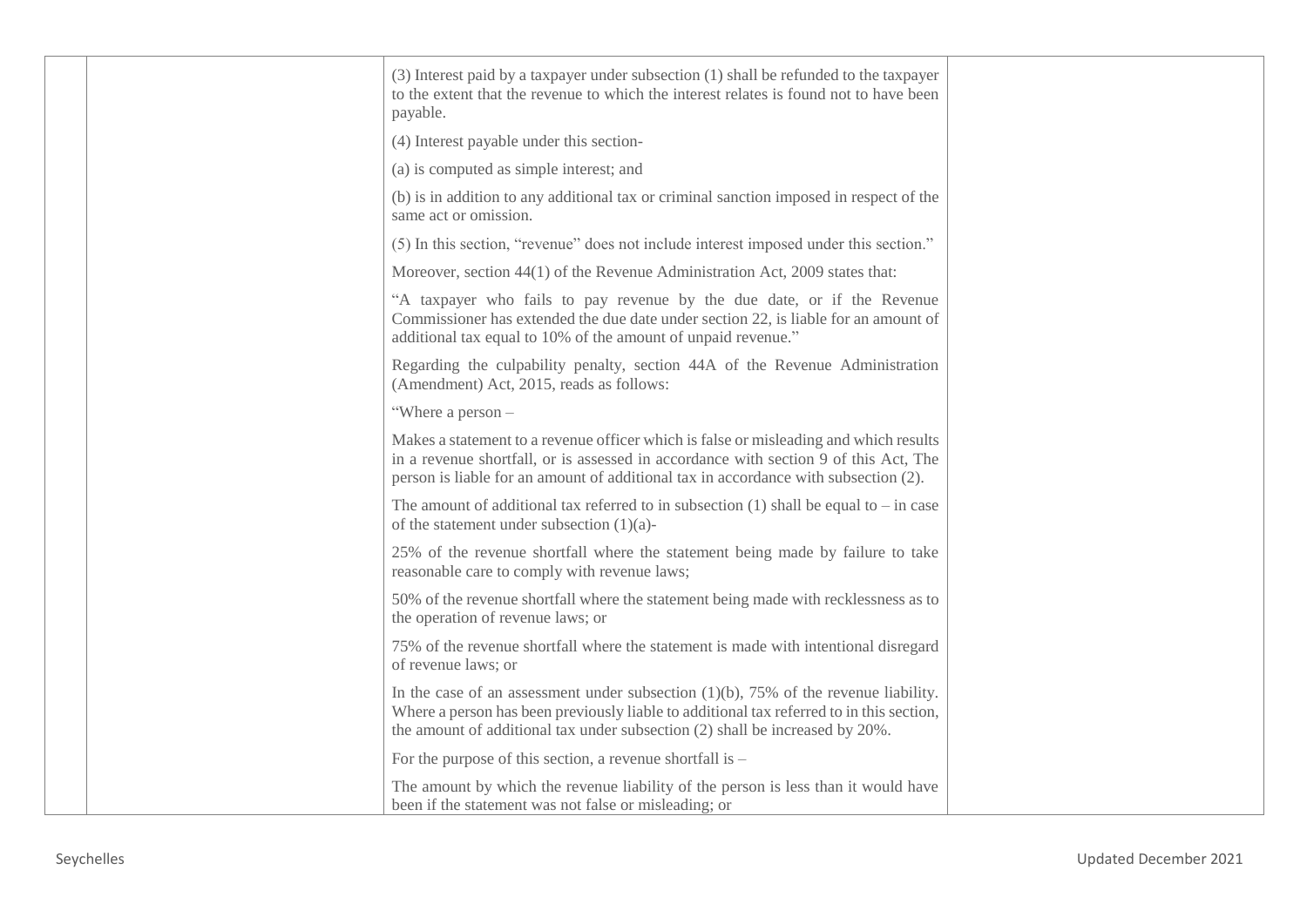| | | (3) Interest paid by a taxpayer under subsection (1) shall be refunded to the taxpayer to the extent that the revenue to which the interest relates is found not to have been payable.<br><br>(4) Interest payable under this section-<br><br>(a) is computed as simple interest; and<br><br>(b) is in addition to any additional tax or criminal sanction imposed in respect of the same act or omission.<br><br>(5) In this section, "revenue" does not include interest imposed under this section."<br><br>Moreover, section 44(1) of the Revenue Administration Act, 2009 states that:<br><br>"A taxpayer who fails to pay revenue by the due date, or if the Revenue Commissioner has extended the due date under section 22, is liable for an amount of additional tax equal to 10% of the amount of unpaid revenue."<br><br>Regarding the culpability penalty, section 44A of the Revenue Administration (Amendment) Act, 2015, reads as follows:<br><br>"Where a person –<br><br>Makes a statement to a revenue officer which is false or misleading and which results in a revenue shortfall, or is assessed in accordance with section 9 of this Act, The person is liable for an amount of additional tax in accordance with subsection (2).<br><br>The amount of additional tax referred to in subsection (1) shall be equal to – in case of the statement under subsection (1)(a)-<br><br>25% of the revenue shortfall where the statement being made by failure to take reasonable care to comply with revenue laws;<br><br>50% of the revenue shortfall where the statement being made with recklessness as to the operation of revenue laws; or<br><br>75% of the revenue shortfall where the statement is made with intentional disregard of revenue laws; or<br><br>In the case of an assessment under subsection (1)(b), 75% of the revenue liability. Where a person has been previously liable to additional tax referred to in this section, the amount of additional tax under subsection (2) shall be increased by 20%.<br><br>For the purpose of this section, a revenue shortfall is –<br><br>The amount by which the revenue liability of the person is less than it would have been if the statement was not false or misleading; or | |
|---|---|---|---|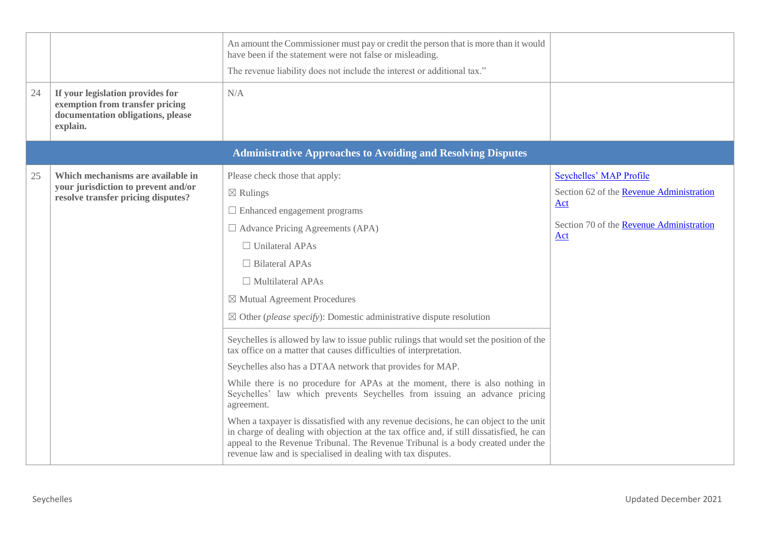| | | | |
|---|---|---|---|
| | | An amount the Commissioner must pay or credit the person that is more than it would have been if the statement were not false or misleading.<br><br>The revenue liability does not include the interest or additional tax." | |
| 24 | **If your legislation provides for exemption from transfer pricing documentation obligations, please explain.** | N/A | |
| | | **Administrative Approaches to Avoiding and Resolving Disputes** | |
| 25 | **Which mechanisms are available in your jurisdiction to prevent and/or resolve transfer pricing disputes?** | Please check those that apply:<br><br>☒ Rulings<br><br>☐ Enhanced engagement programs<br><br>☐ Advance Pricing Agreements (APA)<br><br>☐ Unilateral APAs<br><br>☐ Bilateral APAs<br><br>☐ Multilateral APAs<br><br>☒ Mutual Agreement Procedures<br><br>☒ Other (*please specify*): Domestic administrative dispute resolution<br><br>Seychelles is allowed by law to issue public rulings that would set the position of the tax office on a matter that causes difficulties of interpretation.<br><br>Seychelles also has a DTAA network that provides for MAP.<br><br>While there is no procedure for APAs at the moment, there is also nothing in Seychelles' law which prevents Seychelles from issuing an advance pricing agreement.<br><br>When a taxpayer is dissatisfied with any revenue decisions, he can object to the unit in charge of dealing with objection at the tax office and, if still dissatisfied, he can appeal to the Revenue Tribunal. The Revenue Tribunal is a body created under the revenue law and is specialised in dealing with tax disputes. | Seychelles' MAP Profile<br><br>Section 62 of the Revenue Administration Act<br><br>Section 70 of the Revenue Administration Act |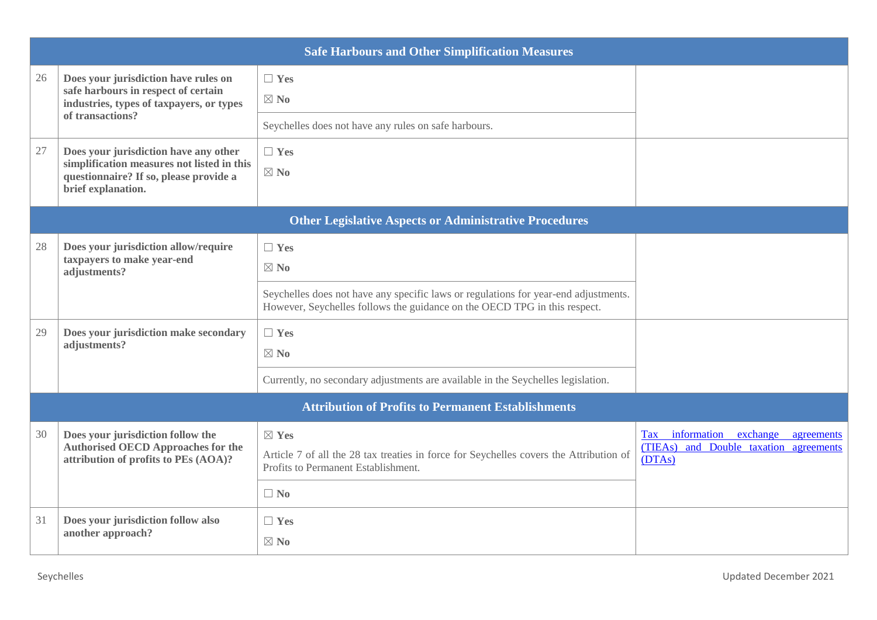| | Safe Harbours and Other Simplification Measures | | |
|---|---|---|---|
| 26 | **Does your jurisdiction have rules on safe harbours in respect of certain industries, types of taxpayers, or types of transactions?** | ☐ **Yes**<br>☒ **No**<br>Seychelles does not have any rules on safe harbours. | |
| 27 | **Does your jurisdiction have any other simplification measures not listed in this questionnaire? If so, please provide a brief explanation.** | ☐ **Yes**<br>☒ **No** | |
| | **Other Legislative Aspects or Administrative Procedures** | | |
| 28 | **Does your jurisdiction allow/require taxpayers to make year-end adjustments?** | ☐ **Yes**<br>☒ **No**<br>Seychelles does not have any specific laws or regulations for year-end adjustments. However, Seychelles follows the guidance on the OECD TPG in this respect. | |
| 29 | **Does your jurisdiction make secondary adjustments?** | ☐ **Yes**<br>☒ **No**<br>Currently, no secondary adjustments are available in the Seychelles legislation. | |
| | **Attribution of Profits to Permanent Establishments** | | |
| 30 | **Does your jurisdiction follow the Authorised OECD Approaches for the attribution of profits to PEs (AOA)?** | ☒ **Yes**<br>Article 7 of all the 28 tax treaties in force for Seychelles covers the Attribution of Profits to Permanent Establishment.<br>☐ **No** | Tax information exchange agreements (TIEAs) and Double taxation agreements (DTAs) |
| 31 | **Does your jurisdiction follow also another approach?** | ☐ **Yes**<br>☒ **No** | |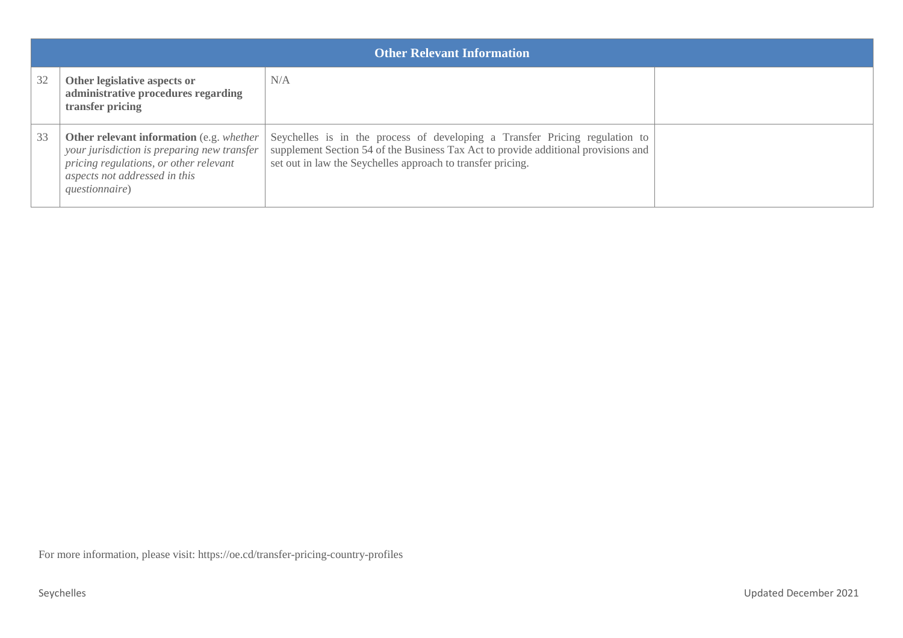| Other Relevant Information | | | |
|---|---|---|---|
| 32 | **Other legislative aspects or administrative procedures regarding transfer pricing** | N/A | |
| 33 | **Other relevant information** (e.g. *whether your jurisdiction is preparing new transfer pricing regulations, or other relevant aspects not addressed in this questionnaire*) | Seychelles is in the process of developing a Transfer Pricing regulation to supplement Section 54 of the Business Tax Act to provide additional provisions and set out in law the Seychelles approach to transfer pricing. | |

For more information, please visit: https://oe.cd/transfer-pricing-country-profiles